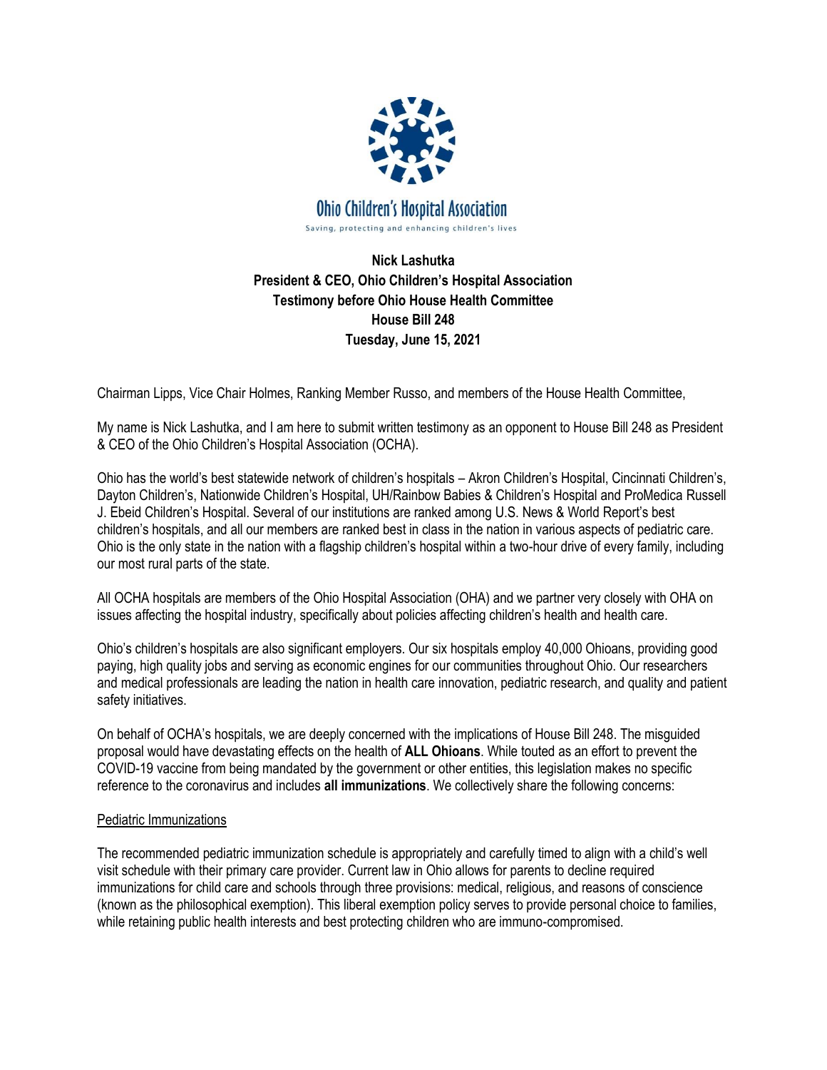Ohio Children's Hospital Association

Saving, protecting and enhancing children's lives

**Nick Lashutka**
**President & CEO, Ohio Children's Hospital Association**
**Testimony before Ohio House Health Committee**
**House Bill 248**
**Tuesday, June 15, 2021**

Chairman Lipps, Vice Chair Holmes, Ranking Member Russo, and members of the House Health Committee,

My name is Nick Lashutka, and I am here to submit written testimony as an opponent to House Bill 248 as President & CEO of the Ohio Children's Hospital Association (OCHA).

Ohio has the world's best statewide network of children's hospitals – Akron Children's Hospital, Cincinnati Children's, Dayton Children's, Nationwide Children's Hospital, UH/Rainbow Babies & Children's Hospital and ProMedica Russell J. Ebeid Children's Hospital. Several of our institutions are ranked among U.S. News & World Report's best children's hospitals, and all our members are ranked best in class in the nation in various aspects of pediatric care. Ohio is the only state in the nation with a flagship children's hospital within a two-hour drive of every family, including our most rural parts of the state.

All OCHA hospitals are members of the Ohio Hospital Association (OHA) and we partner very closely with OHA on issues affecting the hospital industry, specifically about policies affecting children's health and health care.

Ohio's children's hospitals are also significant employers. Our six hospitals employ 40,000 Ohioans, providing good paying, high quality jobs and serving as economic engines for our communities throughout Ohio. Our researchers and medical professionals are leading the nation in health care innovation, pediatric research, and quality and patient safety initiatives.

On behalf of OCHA's hospitals, we are deeply concerned with the implications of House Bill 248. The misguided proposal would have devastating effects on the health of **ALL Ohioans**. While touted as an effort to prevent the COVID-19 vaccine from being mandated by the government or other entities, this legislation makes no specific reference to the coronavirus and includes **all immunizations**. We collectively share the following concerns:

## Pediatric Immunizations

The recommended pediatric immunization schedule is appropriately and carefully timed to align with a child's well visit schedule with their primary care provider. Current law in Ohio allows for parents to decline required immunizations for child care and schools through three provisions: medical, religious, and reasons of conscience (known as the philosophical exemption). This liberal exemption policy serves to provide personal choice to families, while retaining public health interests and best protecting children who are immuno-compromised.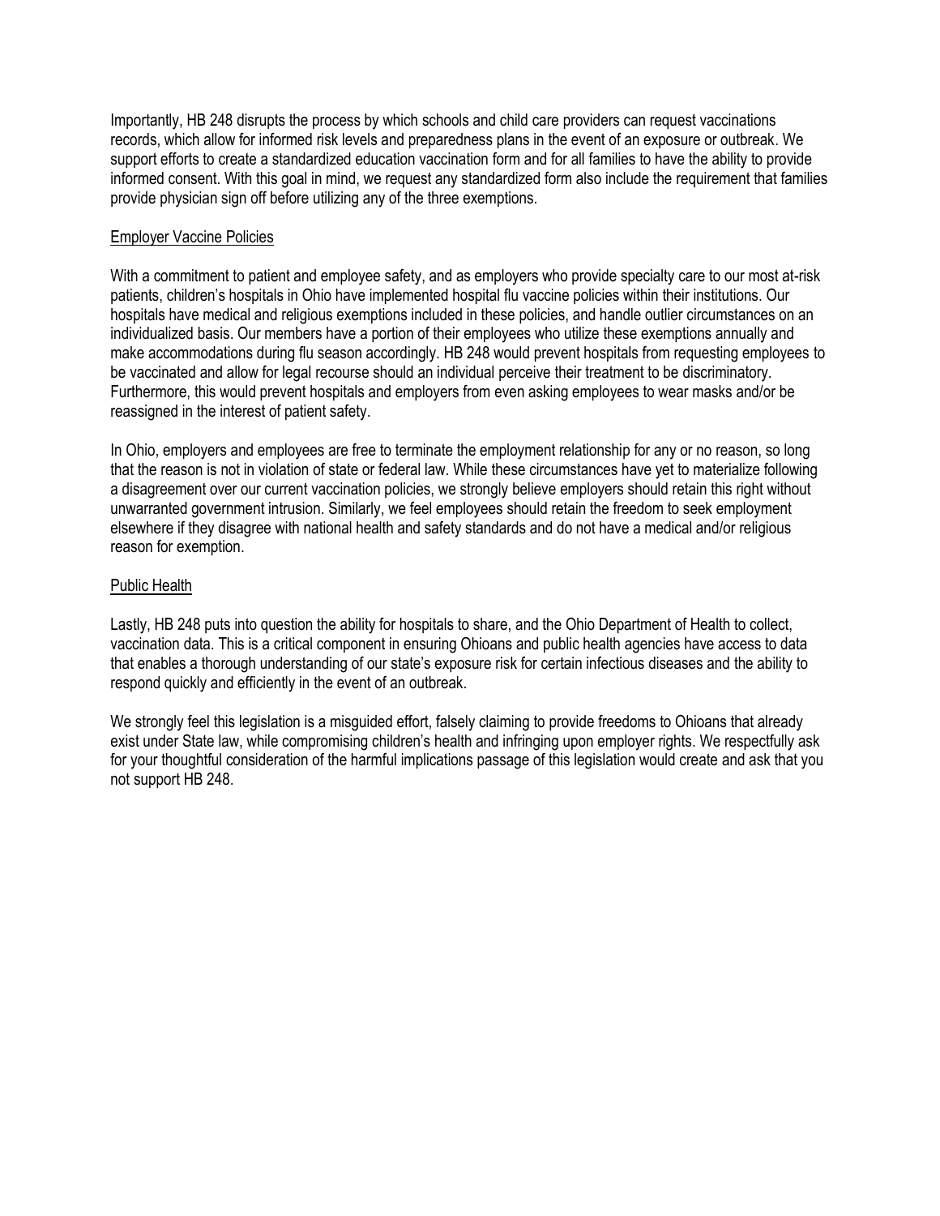Importantly, HB 248 disrupts the process by which schools and child care providers can request vaccinations records, which allow for informed risk levels and preparedness plans in the event of an exposure or outbreak. We support efforts to create a standardized education vaccination form and for all families to have the ability to provide informed consent. With this goal in mind, we request any standardized form also include the requirement that families provide physician sign off before utilizing any of the three exemptions.

<u>Employer Vaccine Policies</u>

With a commitment to patient and employee safety, and as employers who provide specialty care to our most at-risk patients, children's hospitals in Ohio have implemented hospital flu vaccine policies within their institutions. Our hospitals have medical and religious exemptions included in these policies, and handle outlier circumstances on an individualized basis. Our members have a portion of their employees who utilize these exemptions annually and make accommodations during flu season accordingly. HB 248 would prevent hospitals from requesting employees to be vaccinated and allow for legal recourse should an individual perceive their treatment to be discriminatory. Furthermore, this would prevent hospitals and employers from even asking employees to wear masks and/or be reassigned in the interest of patient safety.

In Ohio, employers and employees are free to terminate the employment relationship for any or no reason, so long that the reason is not in violation of state or federal law. While these circumstances have yet to materialize following a disagreement over our current vaccination policies, we strongly believe employers should retain this right without unwarranted government intrusion. Similarly, we feel employees should retain the freedom to seek employment elsewhere if they disagree with national health and safety standards and do not have a medical and/or religious reason for exemption.

<u>Public Health</u>

Lastly, HB 248 puts into question the ability for hospitals to share, and the Ohio Department of Health to collect, vaccination data. This is a critical component in ensuring Ohioans and public health agencies have access to data that enables a thorough understanding of our state's exposure risk for certain infectious diseases and the ability to respond quickly and efficiently in the event of an outbreak.

We strongly feel this legislation is a misguided effort, falsely claiming to provide freedoms to Ohioans that already exist under State law, while compromising children's health and infringing upon employer rights. We respectfully ask for your thoughtful consideration of the harmful implications passage of this legislation would create and ask that you not support HB 248.